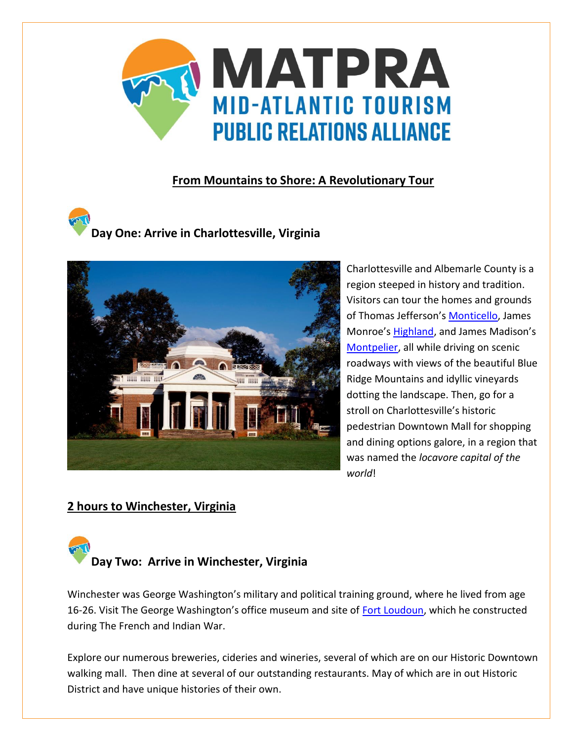# MATPRA

## MID-ATLANTIC TOURISM PUBLIC RELATIONS ALLIANCE

**From Mountains to Shore: A Revolutionary Tour**

## Day One: Arrive in Charlottesville, Virginia

Charlottesville and Albemarle County is a region steeped in history and tradition. Visitors can tour the homes and grounds of Thomas Jefferson's Monticello, James Monroe's Highland, and James Madison's Montpelier, all while driving on scenic roadways with views of the beautiful Blue Ridge Mountains and idyllic vineyards dotting the landscape. Then, go for a stroll on Charlottesville's historic pedestrian Downtown Mall for shopping and dining options galore, in a region that was named the *locavore capital of the world*!

**2 hours to Winchester, Virginia**

## Day Two: Arrive in Winchester, Virginia

Winchester was George Washington's military and political training ground, where he lived from age 16-26. Visit The George Washington's office museum and site of Fort Loudoun, which he constructed during The French and Indian War.

Explore our numerous breweries, cideries and wineries, several of which are on our Historic Downtown walking mall. Then dine at several of our outstanding restaurants. May of which are in out Historic District and have unique histories of their own.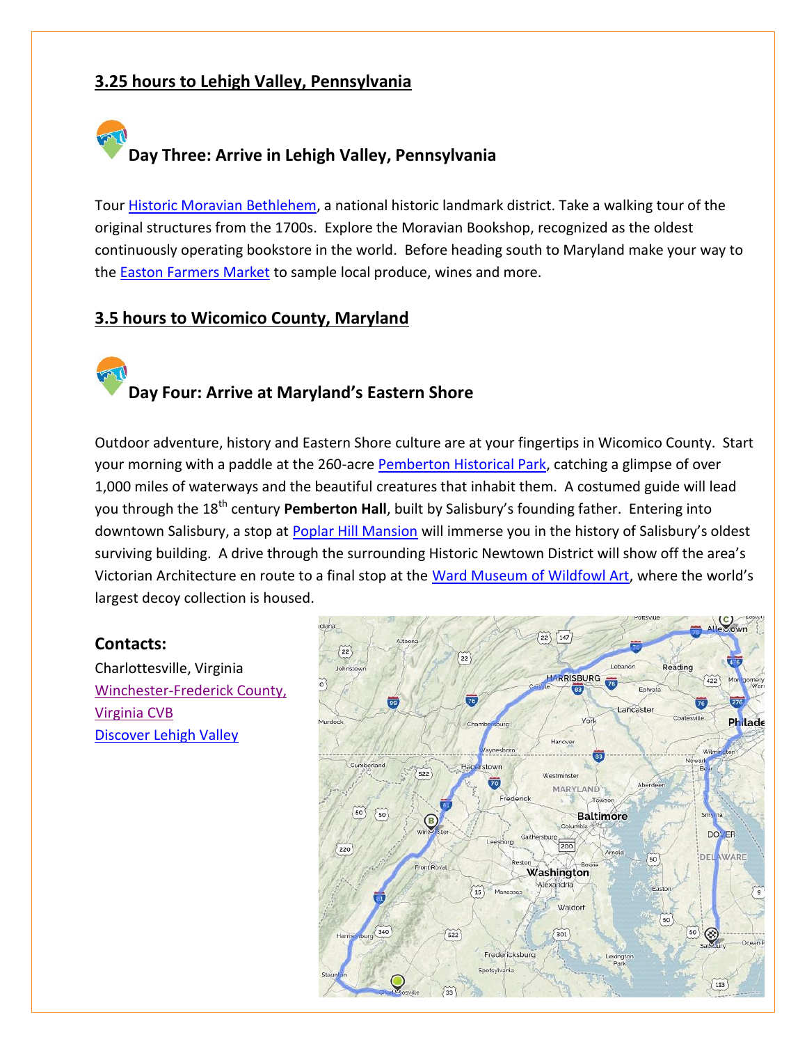**3.25 hours to Lehigh Valley, Pennsylvania**

## Day Three: Arrive in Lehigh Valley, Pennsylvania

Tour Historic Moravian Bethlehem, a national historic landmark district. Take a walking tour of the original structures from the 1700s. Explore the Moravian Bookshop, recognized as the oldest continuously operating bookstore in the world. Before heading south to Maryland make your way to the Easton Farmers Market to sample local produce, wines and more.

**3.5 hours to Wicomico County, Maryland**

## Day Four: Arrive at Maryland's Eastern Shore

Outdoor adventure, history and Eastern Shore culture are at your fingertips in Wicomico County. Start your morning with a paddle at the 260-acre Pemberton Historical Park, catching a glimpse of over 1,000 miles of waterways and the beautiful creatures that inhabit them. A costumed guide will lead you through the 18th century **Pemberton Hall**, built by Salisbury's founding father. Entering into downtown Salisbury, a stop at Poplar Hill Mansion will immerse you in the history of Salisbury's oldest surviving building. A drive through the surrounding Historic Newtown District will show off the area's Victorian Architecture en route to a final stop at the Ward Museum of Wildfowl Art, where the world's largest decoy collection is housed.

### Contacts:

Charlottesville, Virginia
Winchester-Frederick County, Virginia CVB
Discover Lehigh Valley